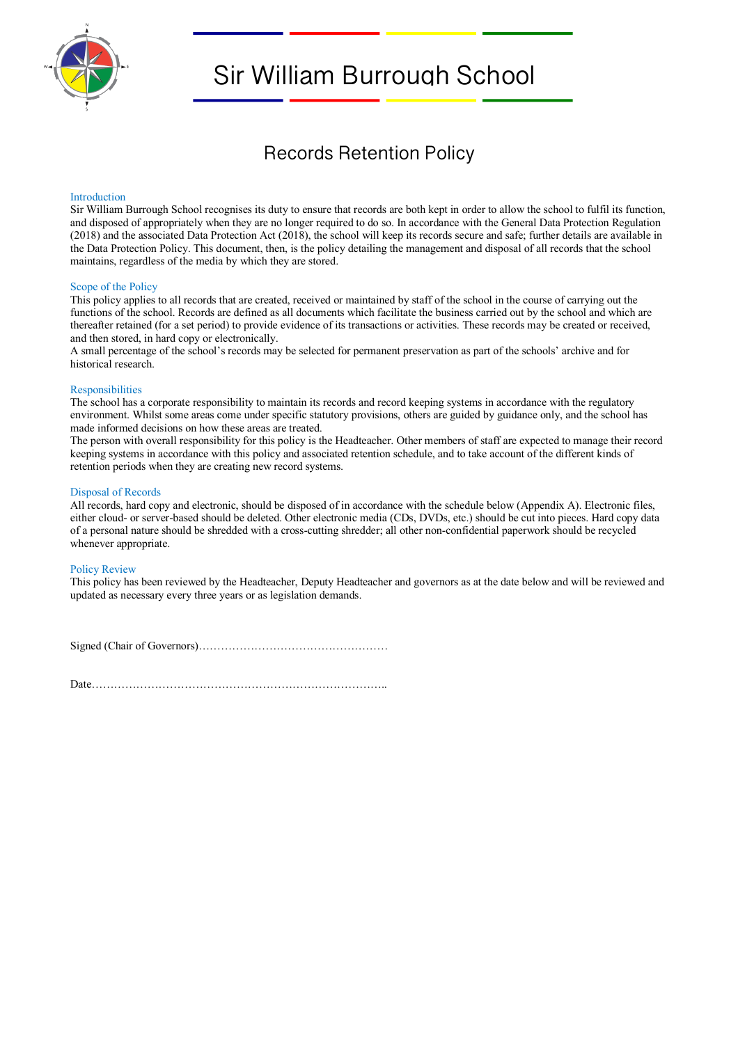# Sir William Burrough School

## Records Retention Policy

### Introduction

Sir William Burrough School recognises its duty to ensure that records are both kept in order to allow the school to fulfil its function, and disposed of appropriately when they are no longer required to do so. In accordance with the General Data Protection Regulation (2018) and the associated Data Protection Act (2018), the school will keep its records secure and safe; further details are available in the Data Protection Policy. This document, then, is the policy detailing the management and disposal of all records that the school maintains, regardless of the media by which they are stored.

### Scope of the Policy

This policy applies to all records that are created, received or maintained by staff of the school in the course of carrying out the functions of the school. Records are defined as all documents which facilitate the business carried out by the school and which are thereafter retained (for a set period) to provide evidence of its transactions or activities. These records may be created or received, and then stored, in hard copy or electronically.

A small percentage of the school's records may be selected for permanent preservation as part of the schools' archive and for historical research.

### Responsibilities

The school has a corporate responsibility to maintain its records and record keeping systems in accordance with the regulatory environment. Whilst some areas come under specific statutory provisions, others are guided by guidance only, and the school has made informed decisions on how these areas are treated.

The person with overall responsibility for this policy is the Headteacher. Other members of staff are expected to manage their record keeping systems in accordance with this policy and associated retention schedule, and to take account of the different kinds of retention periods when they are creating new record systems.

### Disposal of Records

All records, hard copy and electronic, should be disposed of in accordance with the schedule below (Appendix A). Electronic files, either cloud- or server-based should be deleted. Other electronic media (CDs, DVDs, etc.) should be cut into pieces. Hard copy data of a personal nature should be shredded with a cross-cutting shredder; all other non-confidential paperwork should be recycled whenever appropriate.

### Policy Review

This policy has been reviewed by the Headteacher, Deputy Headteacher and governors as at the date below and will be reviewed and updated as necessary every three years or as legislation demands.

Signed (Chair of Governors)……………………………………………

Date……………………………………………………………………..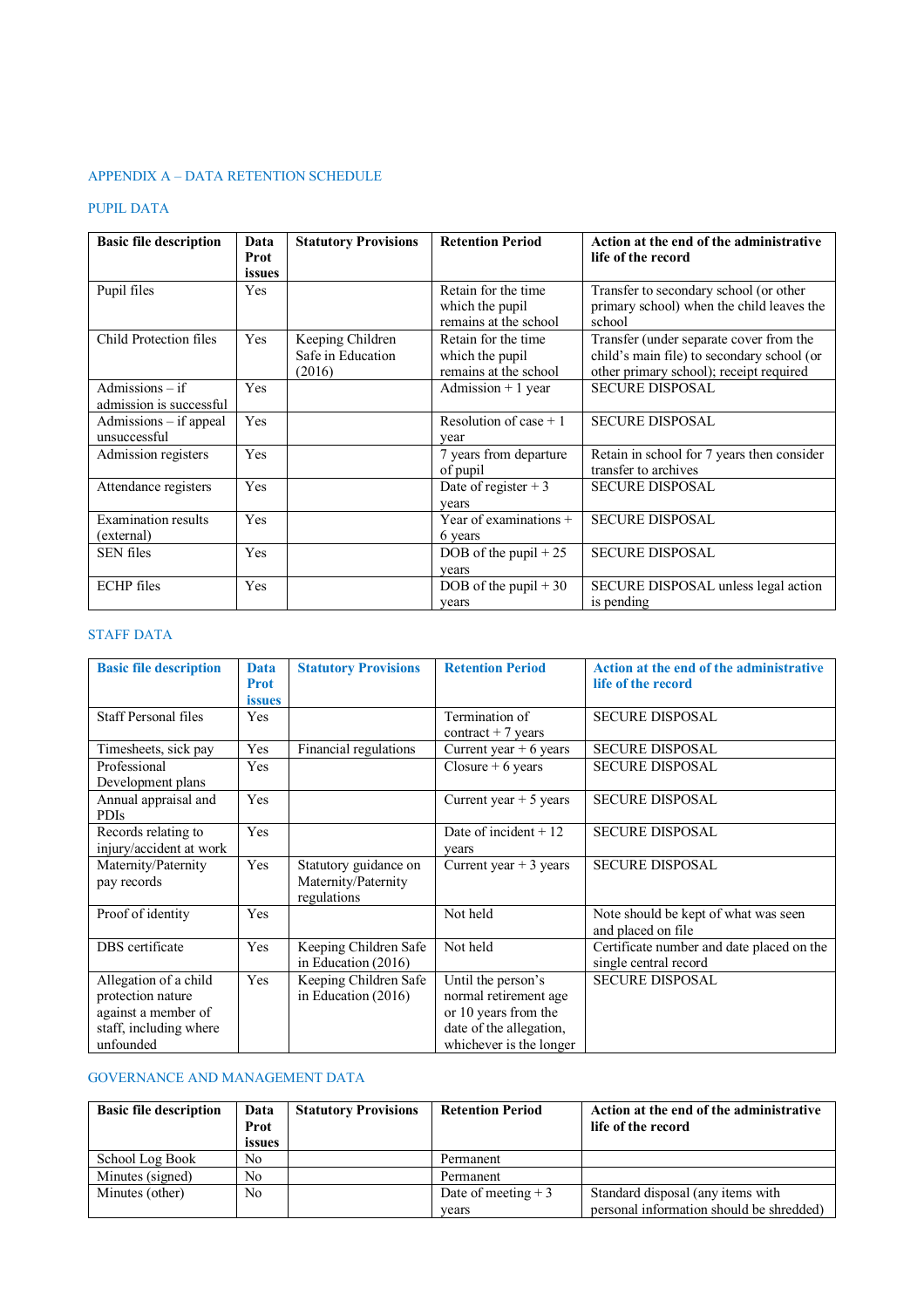## APPENDIX A – DATA RETENTION SCHEDULE

### PUPIL DATA

| Basic file description | Data Prot issues | Statutory Provisions | Retention Period | Action at the end of the administrative life of the record |
|---|---|---|---|---|
| Pupil files | Yes | | Retain for the time which the pupil remains at the school | Transfer to secondary school (or other primary school) when the child leaves the school |
| Child Protection files | Yes | Keeping Children Safe in Education (2016) | Retain for the time which the pupil remains at the school | Transfer (under separate cover from the child's main file) to secondary school (or other primary school); receipt required |
| Admissions – if admission is successful | Yes | | Admission + 1 year | SECURE DISPOSAL |
| Admissions – if appeal unsuccessful | Yes | | Resolution of case + 1 year | SECURE DISPOSAL |
| Admission registers | Yes | | 7 years from departure of pupil | Retain in school for 7 years then consider transfer to archives |
| Attendance registers | Yes | | Date of register + 3 years | SECURE DISPOSAL |
| Examination results (external) | Yes | | Year of examinations + 6 years | SECURE DISPOSAL |
| SEN files | Yes | | DOB of the pupil + 25 years | SECURE DISPOSAL |
| ECHP files | Yes | | DOB of the pupil + 30 years | SECURE DISPOSAL unless legal action is pending |

### STAFF DATA

| Basic file description | Data Prot issues | Statutory Provisions | Retention Period | Action at the end of the administrative life of the record |
|---|---|---|---|---|
| Staff Personal files | Yes | | Termination of contract + 7 years | SECURE DISPOSAL |
| Timesheets, sick pay | Yes | Financial regulations | Current year + 6 years | SECURE DISPOSAL |
| Professional Development plans | Yes | | Closure + 6 years | SECURE DISPOSAL |
| Annual appraisal and PDIs | Yes | | Current year + 5 years | SECURE DISPOSAL |
| Records relating to injury/accident at work | Yes | | Date of incident + 12 years | SECURE DISPOSAL |
| Maternity/Paternity pay records | Yes | Statutory guidance on Maternity/Paternity regulations | Current year + 3 years | SECURE DISPOSAL |
| Proof of identity | Yes | | Not held | Note should be kept of what was seen and placed on file |
| DBS certificate | Yes | Keeping Children Safe in Education (2016) | Not held | Certificate number and date placed on the single central record |
| Allegation of a child protection nature against a member of staff, including where unfounded | Yes | Keeping Children Safe in Education (2016) | Until the person's normal retirement age or 10 years from the date of the allegation, whichever is the longer | SECURE DISPOSAL |

### GOVERNANCE AND MANAGEMENT DATA

| Basic file description | Data Prot issues | Statutory Provisions | Retention Period | Action at the end of the administrative life of the record |
|---|---|---|---|---|
| School Log Book | No | | Permanent | |
| Minutes (signed) | No | | Permanent | |
| Minutes (other) | No | | Date of meeting + 3 years | Standard disposal (any items with personal information should be shredded) |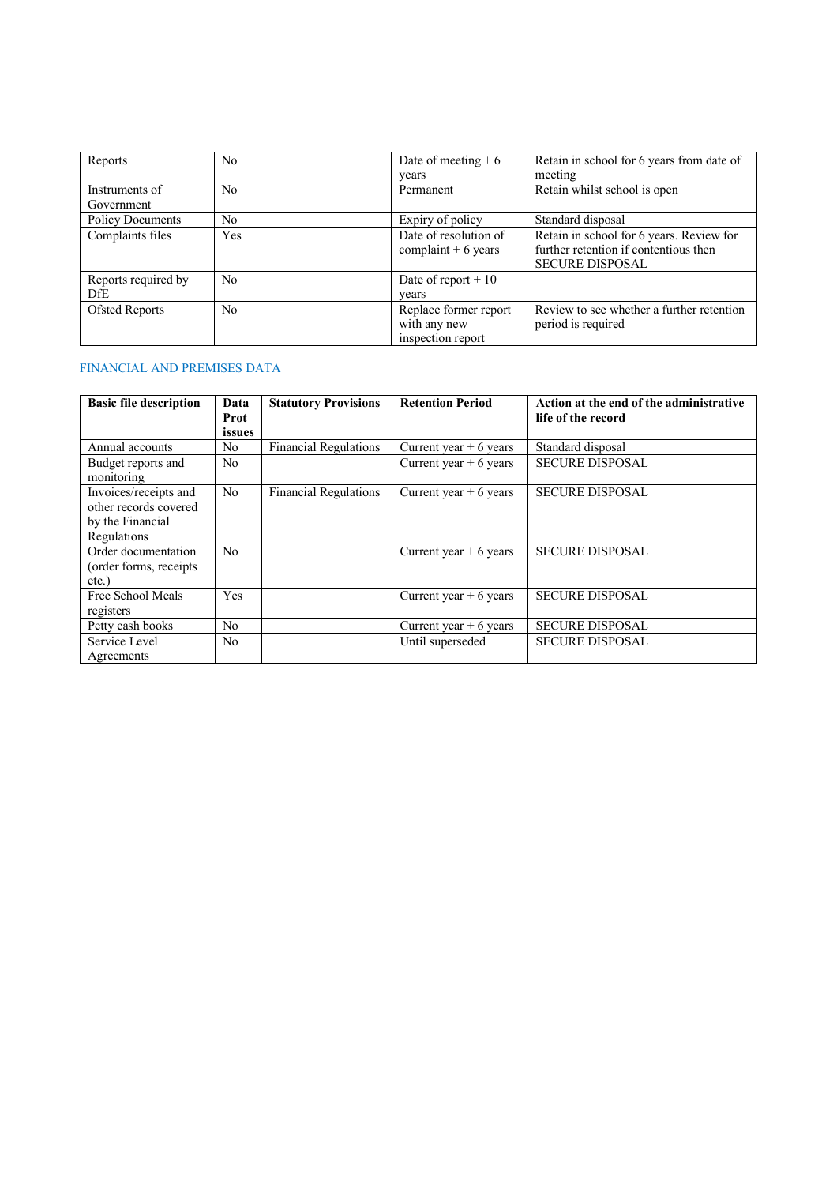| | | | | |
|---|---|---|---|---|
| Reports | No | | Date of meeting + 6 years | Retain in school for 6 years from date of meeting |
| Instruments of Government | No | | Permanent | Retain whilst school is open |
| Policy Documents | No | | Expiry of policy | Standard disposal |
| Complaints files | Yes | | Date of resolution of complaint + 6 years | Retain in school for 6 years. Review for further retention if contentious then SECURE DISPOSAL |
| Reports required by DfE | No | | Date of report + 10 years | |
| Ofsted Reports | No | | Replace former report with any new inspection report | Review to see whether a further retention period is required |

FINANCIAL AND PREMISES DATA

| Basic file description | Data Prot issues | Statutory Provisions | Retention Period | Action at the end of the administrative life of the record |
|---|---|---|---|---|
| Annual accounts | No | Financial Regulations | Current year + 6 years | Standard disposal |
| Budget reports and monitoring | No | | Current year + 6 years | SECURE DISPOSAL |
| Invoices/receipts and other records covered by the Financial Regulations | No | Financial Regulations | Current year + 6 years | SECURE DISPOSAL |
| Order documentation (order forms, receipts etc.) | No | | Current year + 6 years | SECURE DISPOSAL |
| Free School Meals registers | Yes | | Current year + 6 years | SECURE DISPOSAL |
| Petty cash books | No | | Current year + 6 years | SECURE DISPOSAL |
| Service Level Agreements | No | | Until superseded | SECURE DISPOSAL |